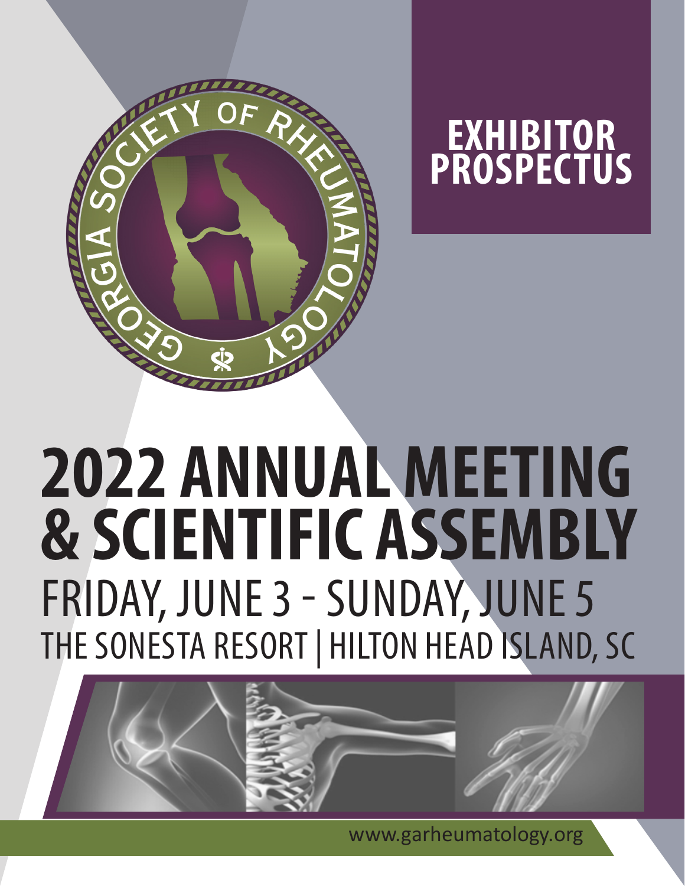# EXHIBITOR PROSPECTUS

# 2022 ANNUAL MEETING & SCIENTIFIC ASSEMBLY

## FRIDAY, JUNE 3 - SUNDAY, JUNE 5

## THE SONESTA RESORT | HILTON HEAD ISLAND, SC

www.garheumatology.org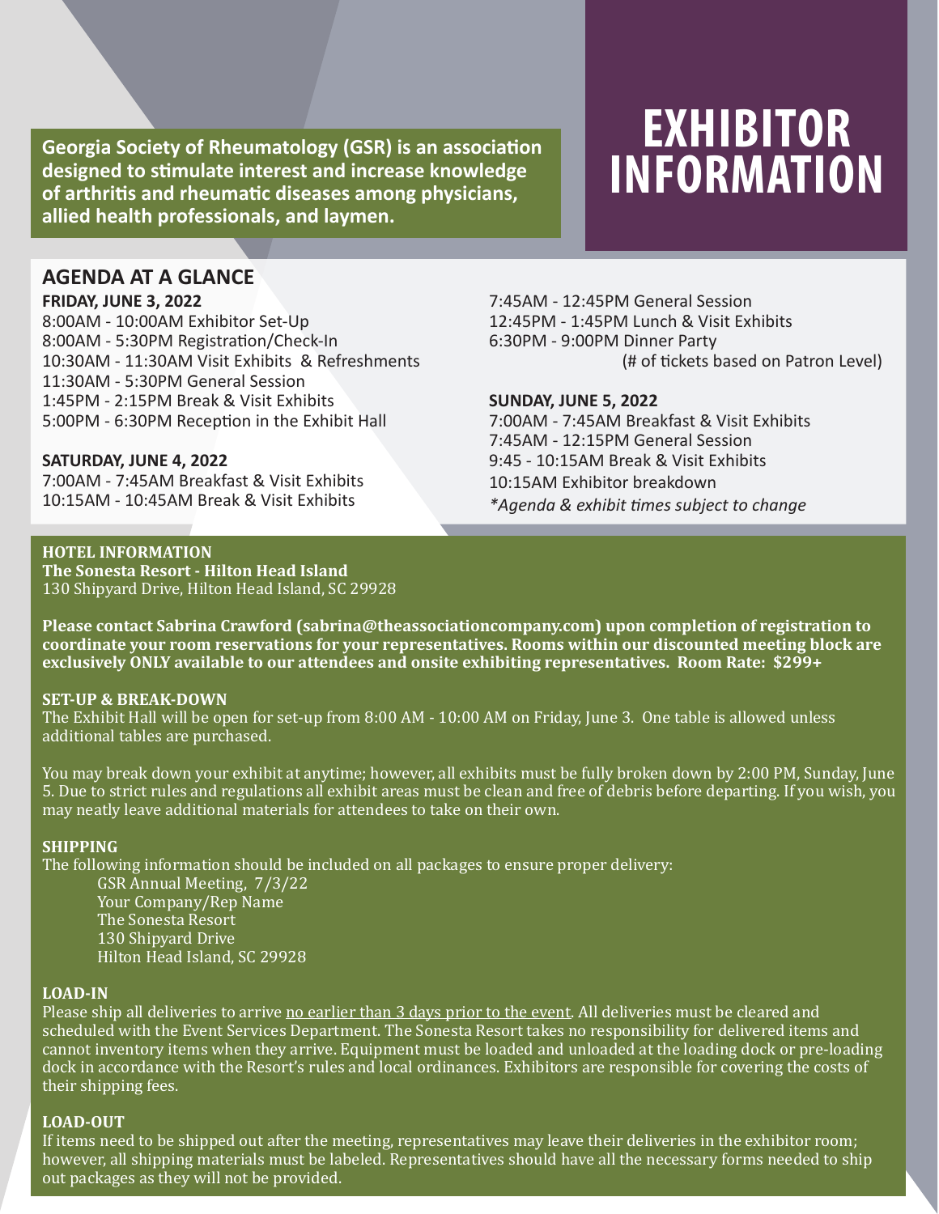# EXHIBITOR INFORMATION

**Georgia Society of Rheumatology (GSR) is an association designed to stimulate interest and increase knowledge of arthritis and rheumatic diseases among physicians, allied health professionals, and laymen.**

## AGENDA AT A GLANCE

**FRIDAY, JUNE 3, 2022**

8:00AM - 10:00AM Exhibitor Set-Up
8:00AM - 5:30PM Registration/Check-In
10:30AM - 11:30AM Visit Exhibits & Refreshments
11:30AM - 5:30PM General Session
1:45PM - 2:15PM Break & Visit Exhibits
5:00PM - 6:30PM Reception in the Exhibit Hall

**SATURDAY, JUNE 4, 2022**

7:00AM - 7:45AM Breakfast & Visit Exhibits
10:15AM - 10:45AM Break & Visit Exhibits
7:45AM - 12:45PM General Session
12:45PM - 1:45PM Lunch & Visit Exhibits
6:30PM - 9:00PM Dinner Party
(# of tickets based on Patron Level)

**SUNDAY, JUNE 5, 2022**

7:00AM - 7:45AM Breakfast & Visit Exhibits
7:45AM - 12:15PM General Session
9:45 - 10:15AM Break & Visit Exhibits
10:15AM Exhibitor breakdown

*\*Agenda & exhibit times subject to change*

**HOTEL INFORMATION**
**The Sonesta Resort - Hilton Head Island**
130 Shipyard Drive, Hilton Head Island, SC 29928

**Please contact Sabrina Crawford (sabrina@theassociationcompany.com) upon completion of registration to coordinate your room reservations for your representatives. Rooms within our discounted meeting block are exclusively ONLY available to our attendees and onsite exhibiting representatives. Room Rate: $299+**

**SET-UP & BREAK-DOWN**

The Exhibit Hall will be open for set-up from 8:00 AM - 10:00 AM on Friday, June 3. One table is allowed unless additional tables are purchased.

You may break down your exhibit at anytime; however, all exhibits must be fully broken down by 2:00 PM, Sunday, June 5. Due to strict rules and regulations all exhibit areas must be clean and free of debris before departing. If you wish, you may neatly leave additional materials for attendees to take on their own.

**SHIPPING**

The following information should be included on all packages to ensure proper delivery:

GSR Annual Meeting, 7/3/22
Your Company/Rep Name
The Sonesta Resort
130 Shipyard Drive
Hilton Head Island, SC 29928

**LOAD-IN**

Please ship all deliveries to arrive <u>no earlier than 3 days prior to the event</u>. All deliveries must be cleared and scheduled with the Event Services Department. The Sonesta Resort takes no responsibility for delivered items and cannot inventory items when they arrive. Equipment must be loaded and unloaded at the loading dock or pre-loading dock in accordance with the Resort's rules and local ordinances. Exhibitors are responsible for covering the costs of their shipping fees.

**LOAD-OUT**

If items need to be shipped out after the meeting, representatives may leave their deliveries in the exhibitor room; however, all shipping materials must be labeled. Representatives should have all the necessary forms needed to ship out packages as they will not be provided.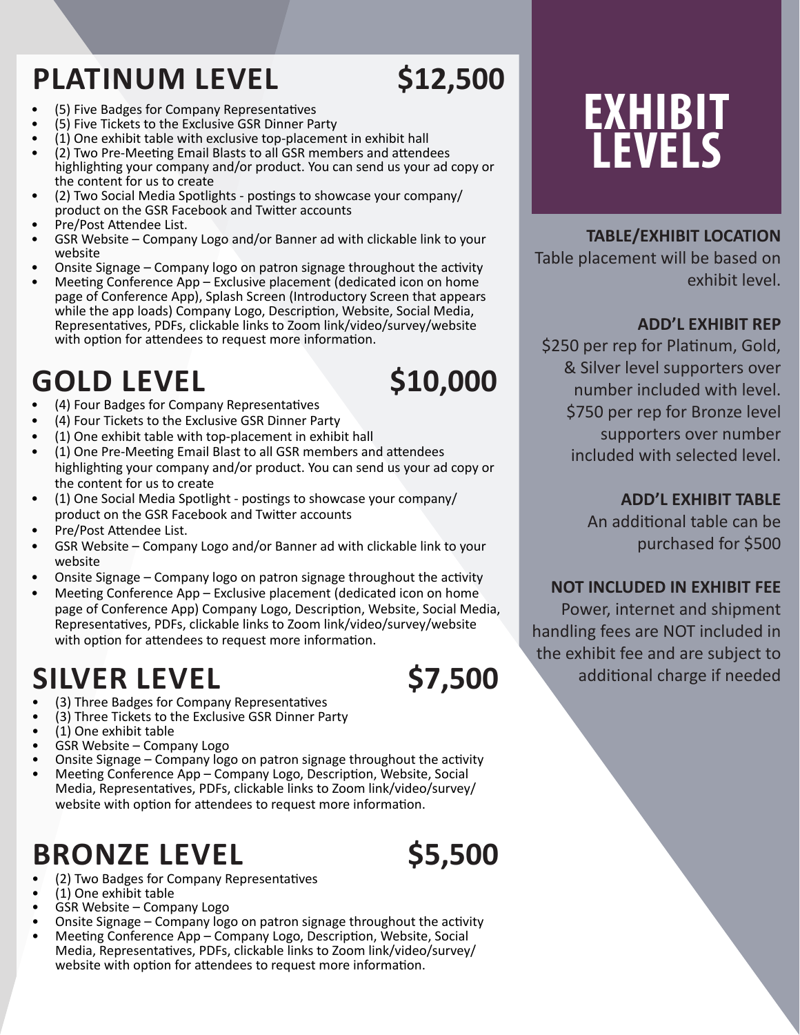# EXHIBIT LEVELS

## PLATINUM LEVEL $12,500

- (5) Five Badges for Company Representatives
- (5) Five Tickets to the Exclusive GSR Dinner Party
- (1) One exhibit table with exclusive top-placement in exhibit hall
- (2) Two Pre-Meeting Email Blasts to all GSR members and attendees highlighting your company and/or product. You can send us your ad copy or the content for us to create
- (2) Two Social Media Spotlights - postings to showcase your company/ product on the GSR Facebook and Twitter accounts
- Pre/Post Attendee List.
- GSR Website – Company Logo and/or Banner ad with clickable link to your website
- Onsite Signage – Company logo on patron signage throughout the activity
- Meeting Conference App – Exclusive placement (dedicated icon on home page of Conference App), Splash Screen (Introductory Screen that appears while the app loads) Company Logo, Description, Website, Social Media, Representatives, PDFs, clickable links to Zoom link/video/survey/website with option for attendees to request more information.

## GOLD LEVEL $10,000

- (4) Four Badges for Company Representatives
- (4) Four Tickets to the Exclusive GSR Dinner Party
- (1) One exhibit table with top-placement in exhibit hall
- (1) One Pre-Meeting Email Blast to all GSR members and attendees highlighting your company and/or product. You can send us your ad copy or the content for us to create
- (1) One Social Media Spotlight - postings to showcase your company/ product on the GSR Facebook and Twitter accounts
- Pre/Post Attendee List.
- GSR Website – Company Logo and/or Banner ad with clickable link to your website
- Onsite Signage – Company logo on patron signage throughout the activity
- Meeting Conference App – Exclusive placement (dedicated icon on home page of Conference App) Company Logo, Description, Website, Social Media, Representatives, PDFs, clickable links to Zoom link/video/survey/website with option for attendees to request more information.

## SILVER LEVEL $7,500

- (3) Three Badges for Company Representatives
- (3) Three Tickets to the Exclusive GSR Dinner Party
- (1) One exhibit table
- GSR Website – Company Logo
- Onsite Signage – Company logo on patron signage throughout the activity
- Meeting Conference App – Company Logo, Description, Website, Social Media, Representatives, PDFs, clickable links to Zoom link/video/survey/ website with option for attendees to request more information.

## BRONZE LEVEL $5,500

- (2) Two Badges for Company Representatives
- (1) One exhibit table
- GSR Website – Company Logo
- Onsite Signage – Company logo on patron signage throughout the activity
- Meeting Conference App – Company Logo, Description, Website, Social Media, Representatives, PDFs, clickable links to Zoom link/video/survey/ website with option for attendees to request more information.

**TABLE/EXHIBIT LOCATION**

Table placement will be based on exhibit level.

**ADD'L EXHIBIT REP**

$250 per rep for Platinum, Gold, & Silver level supporters over number included with level. $750 per rep for Bronze level supporters over number included with selected level.

**ADD'L EXHIBIT TABLE**

An additional table can be purchased for $500

**NOT INCLUDED IN EXHIBIT FEE**

Power, internet and shipment handling fees are NOT included in the exhibit fee and are subject to additional charge if needed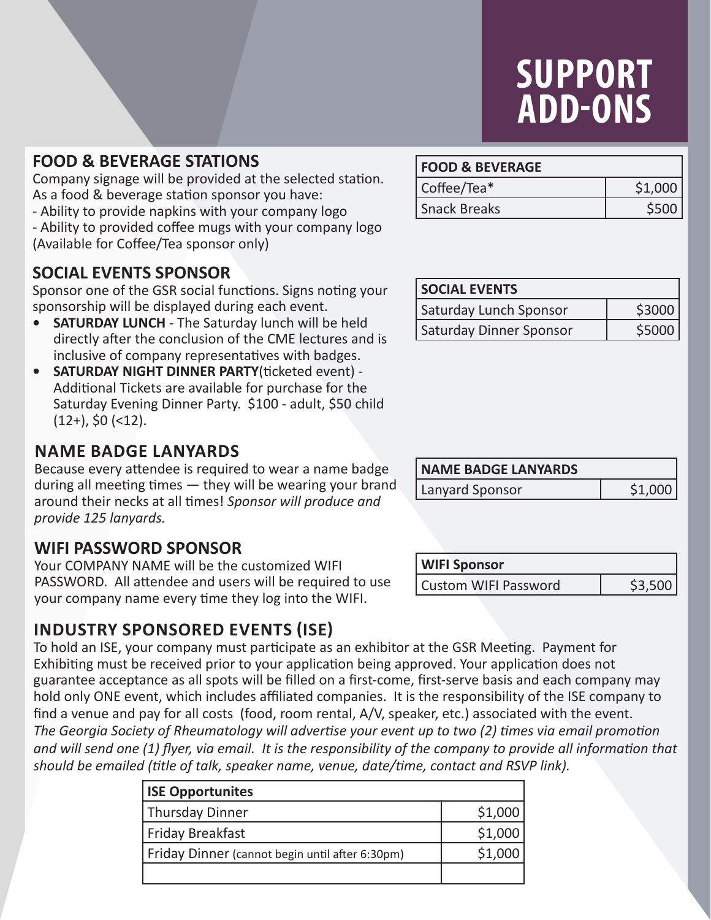# SUPPORT ADD-ONS

## FOOD & BEVERAGE STATIONS

Company signage will be provided at the selected station. As a food & beverage station sponsor you have:
- Ability to provide napkins with your company logo
- Ability to provided coffee mugs with your company logo (Available for Coffee/Tea sponsor only)

| FOOD & BEVERAGE | |
|---|---|
| Coffee/Tea* | $1,000 |
| Snack Breaks | $500 |

## SOCIAL EVENTS SPONSOR

Sponsor one of the GSR social functions. Signs noting your sponsorship will be displayed during each event.

- **SATURDAY LUNCH** - The Saturday lunch will be held directly after the conclusion of the CME lectures and is inclusive of company representatives with badges.
- **SATURDAY NIGHT DINNER PARTY**(ticketed event) - Additional Tickets are available for purchase for the Saturday Evening Dinner Party. $100 - adult, $50 child (12+), $0 (<12).

| SOCIAL EVENTS | |
|---|---|
| Saturday Lunch Sponsor | $3000 |
| Saturday Dinner Sponsor | $5000 |

## NAME BADGE LANYARDS

Because every attendee is required to wear a name badge during all meeting times — they will be wearing your brand around their necks at all times! *Sponsor will produce and provide 125 lanyards.*

| NAME BADGE LANYARDS | |
|---|---|
| Lanyard Sponsor | $1,000 |

## WIFI PASSWORD SPONSOR

Your COMPANY NAME will be the customized WIFI PASSWORD. All attendee and users will be required to use your company name every time they log into the WIFI.

| WIFI Sponsor | |
|---|---|
| Custom WIFI Password | $3,500 |

## INDUSTRY SPONSORED EVENTS (ISE)

To hold an ISE, your company must participate as an exhibitor at the GSR Meeting. Payment for Exhibiting must be received prior to your application being approved. Your application does not guarantee acceptance as all spots will be filled on a first-come, first-serve basis and each company may hold only ONE event, which includes affiliated companies. It is the responsibility of the ISE company to find a venue and pay for all costs (food, room rental, A/V, speaker, etc.) associated with the event. *The Georgia Society of Rheumatology will advertise your event up to two (2) times via email promotion and will send one (1) flyer, via email. It is the responsibility of the company to provide all information that should be emailed (title of talk, speaker name, venue, date/time, contact and RSVP link).*

| ISE Opportunites | |
|---|---|
| Thursday Dinner | $1,000 |
| Friday Breakfast | $1,000 |
| Friday Dinner (cannot begin until after 6:30pm) | $1,000 |
| | |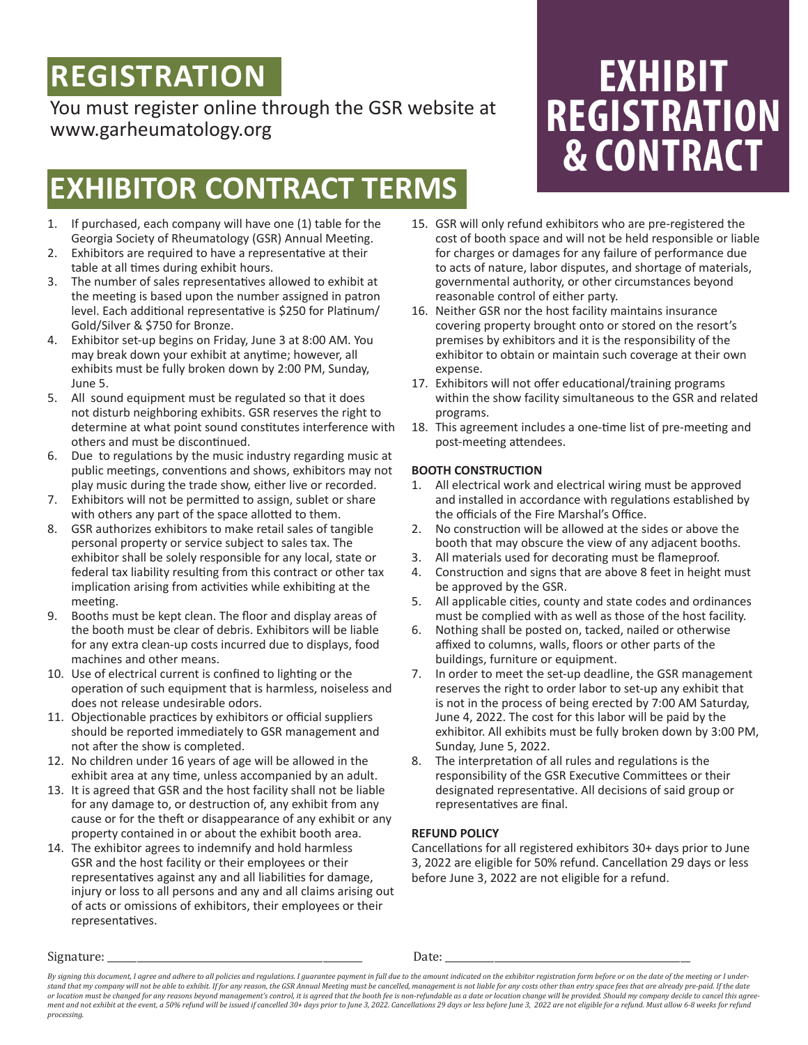# EXHIBIT REGISTRATION & CONTRACT

## REGISTRATION

You must register online through the GSR website at www.garheumatology.org

## EXHIBITOR CONTRACT TERMS

1. If purchased, each company will have one (1) table for the Georgia Society of Rheumatology (GSR) Annual Meeting.
2. Exhibitors are required to have a representative at their table at all times during exhibit hours.
3. The number of sales representatives allowed to exhibit at the meeting is based upon the number assigned in patron level. Each additional representative is $250 for Platinum/ Gold/Silver & $750 for Bronze.
4. Exhibitor set-up begins on Friday, June 3 at 8:00 AM. You may break down your exhibit at anytime; however, all exhibits must be fully broken down by 2:00 PM, Sunday, June 5.
5. All sound equipment must be regulated so that it does not disturb neighboring exhibits. GSR reserves the right to determine at what point sound constitutes interference with others and must be discontinued.
6. Due to regulations by the music industry regarding music at public meetings, conventions and shows, exhibitors may not play music during the trade show, either live or recorded.
7. Exhibitors will not be permitted to assign, sublet or share with others any part of the space allotted to them.
8. GSR authorizes exhibitors to make retail sales of tangible personal property or service subject to sales tax. The exhibitor shall be solely responsible for any local, state or federal tax liability resulting from this contract or other tax implication arising from activities while exhibiting at the meeting.
9. Booths must be kept clean. The floor and display areas of the booth must be clear of debris. Exhibitors will be liable for any extra clean-up costs incurred due to displays, food machines and other means.
10. Use of electrical current is confined to lighting or the operation of such equipment that is harmless, noiseless and does not release undesirable odors.
11. Objectionable practices by exhibitors or official suppliers should be reported immediately to GSR management and not after the show is completed.
12. No children under 16 years of age will be allowed in the exhibit area at any time, unless accompanied by an adult.
13. It is agreed that GSR and the host facility shall not be liable for any damage to, or destruction of, any exhibit from any cause or for the theft or disappearance of any exhibit or any property contained in or about the exhibit booth area.
14. The exhibitor agrees to indemnify and hold harmless GSR and the host facility or their employees or their representatives against any and all liabilities for damage, injury or loss to all persons and any and all claims arising out of acts or omissions of exhibitors, their employees or their representatives.
15. GSR will only refund exhibitors who are pre-registered the cost of booth space and will not be held responsible or liable for charges or damages for any failure of performance due to acts of nature, labor disputes, and shortage of materials, governmental authority, or other circumstances beyond reasonable control of either party.
16. Neither GSR nor the host facility maintains insurance covering property brought onto or stored on the resort's premises by exhibitors and it is the responsibility of the exhibitor to obtain or maintain such coverage at their own expense.
17. Exhibitors will not offer educational/training programs within the show facility simultaneous to the GSR and related programs.
18. This agreement includes a one-time list of pre-meeting and post-meeting attendees.

**BOOTH CONSTRUCTION**

1. All electrical work and electrical wiring must be approved and installed in accordance with regulations established by the officials of the Fire Marshal's Office.
2. No construction will be allowed at the sides or above the booth that may obscure the view of any adjacent booths.
3. All materials used for decorating must be flameproof.
4. Construction and signs that are above 8 feet in height must be approved by the GSR.
5. All applicable cities, county and state codes and ordinances must be complied with as well as those of the host facility.
6. Nothing shall be posted on, tacked, nailed or otherwise affixed to columns, walls, floors or other parts of the buildings, furniture or equipment.
7. In order to meet the set-up deadline, the GSR management reserves the right to order labor to set-up any exhibit that is not in the process of being erected by 7:00 AM Saturday, June 4, 2022. The cost for this labor will be paid by the exhibitor. All exhibits must be fully broken down by 3:00 PM, Sunday, June 5, 2022.
8. The interpretation of all rules and regulations is the responsibility of the GSR Executive Committees or their designated representative. All decisions of said group or representatives are final.

**REFUND POLICY**

Cancellations for all registered exhibitors 30+ days prior to June 3, 2022 are eligible for 50% refund. Cancellation 29 days or less before June 3, 2022 are not eligible for a refund.

Signature: ______________________________ Date: ______________________________

*By signing this document, I agree and adhere to all policies and regulations. I guarantee payment in full due to the amount indicated on the exhibitor registration form before or on the date of the meeting or I understand that my company will not be able to exhibit. If for any reason, the GSR Annual Meeting must be cancelled, management is not liable for any costs other than entry space fees that are already pre-paid. If the date or location must be changed for any reasons beyond management's control, it is agreed that the booth fee is non-refundable as a date or location change will be provided. Should my company decide to cancel this agreement and not exhibit at the event, a 50% refund will be issued if cancelled 30+ days prior to June 3, 2022. Cancellations 29 days or less before June 3, 2022 are not eligible for a refund. Must allow 6-8 weeks for refund processing.*